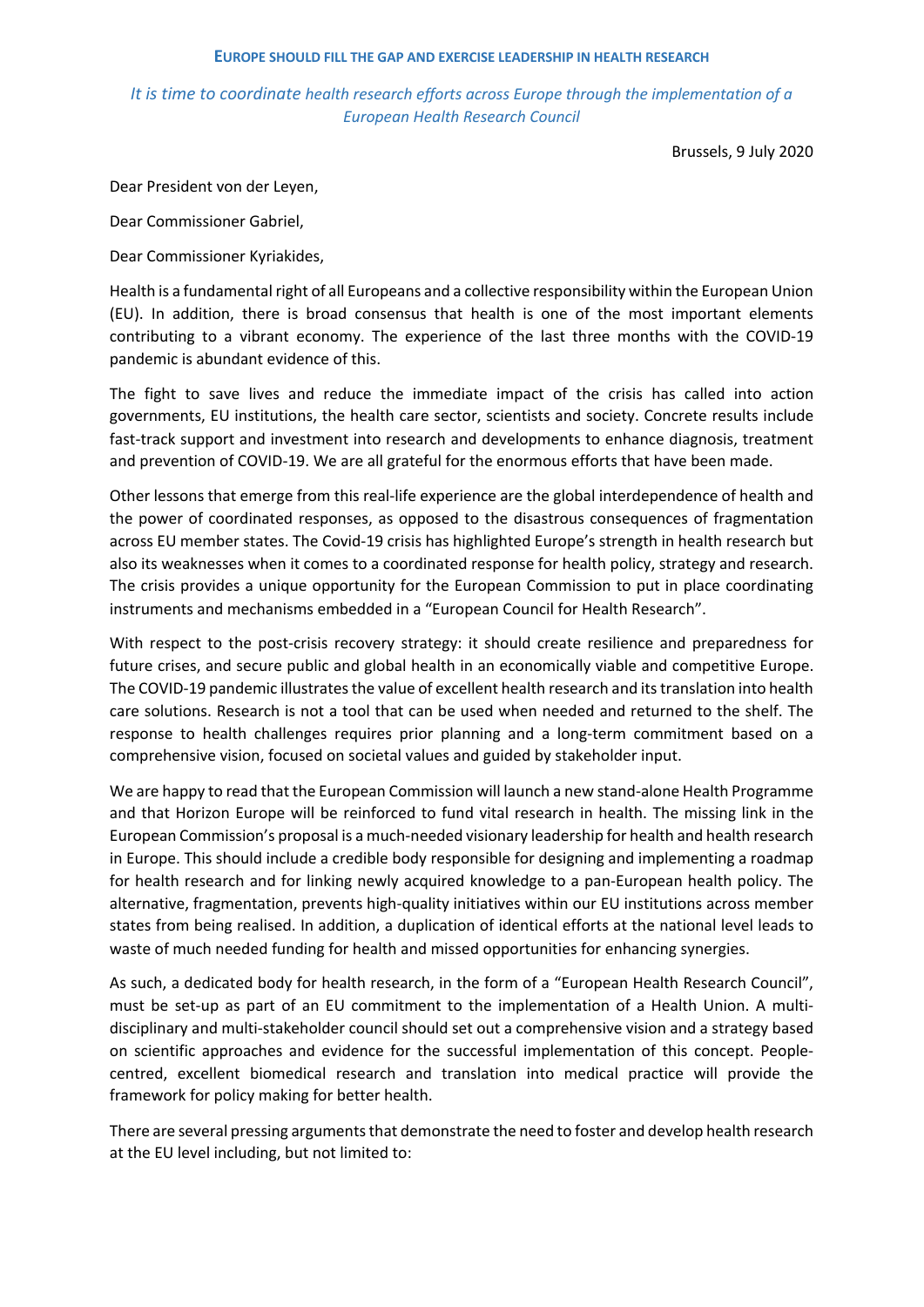# EUROPE SHOULD FILL THE GAP AND EXERCISE LEADERSHIP IN HEALTH RESEARCH

*It is time to coordinate health research efforts across Europe through the implementation of a European Health Research Council*

Brussels, 9 July 2020

Dear President von der Leyen,

Dear Commissioner Gabriel,

Dear Commissioner Kyriakides,

Health is a fundamental right of all Europeans and a collective responsibility within the European Union (EU). In addition, there is broad consensus that health is one of the most important elements contributing to a vibrant economy. The experience of the last three months with the COVID-19 pandemic is abundant evidence of this.

The fight to save lives and reduce the immediate impact of the crisis has called into action governments, EU institutions, the health care sector, scientists and society. Concrete results include fast-track support and investment into research and developments to enhance diagnosis, treatment and prevention of COVID-19. We are all grateful for the enormous efforts that have been made.

Other lessons that emerge from this real-life experience are the global interdependence of health and the power of coordinated responses, as opposed to the disastrous consequences of fragmentation across EU member states. The Covid-19 crisis has highlighted Europe's strength in health research but also its weaknesses when it comes to a coordinated response for health policy, strategy and research. The crisis provides a unique opportunity for the European Commission to put in place coordinating instruments and mechanisms embedded in a "European Council for Health Research".

With respect to the post-crisis recovery strategy: it should create resilience and preparedness for future crises, and secure public and global health in an economically viable and competitive Europe. The COVID-19 pandemic illustrates the value of excellent health research and its translation into health care solutions. Research is not a tool that can be used when needed and returned to the shelf. The response to health challenges requires prior planning and a long-term commitment based on a comprehensive vision, focused on societal values and guided by stakeholder input.

We are happy to read that the European Commission will launch a new stand-alone Health Programme and that Horizon Europe will be reinforced to fund vital research in health. The missing link in the European Commission's proposal is a much-needed visionary leadership for health and health research in Europe. This should include a credible body responsible for designing and implementing a roadmap for health research and for linking newly acquired knowledge to a pan-European health policy. The alternative, fragmentation, prevents high-quality initiatives within our EU institutions across member states from being realised. In addition, a duplication of identical efforts at the national level leads to waste of much needed funding for health and missed opportunities for enhancing synergies.

As such, a dedicated body for health research, in the form of a "European Health Research Council", must be set-up as part of an EU commitment to the implementation of a Health Union. A multi-disciplinary and multi-stakeholder council should set out a comprehensive vision and a strategy based on scientific approaches and evidence for the successful implementation of this concept. People-centred, excellent biomedical research and translation into medical practice will provide the framework for policy making for better health.

There are several pressing arguments that demonstrate the need to foster and develop health research at the EU level including, but not limited to: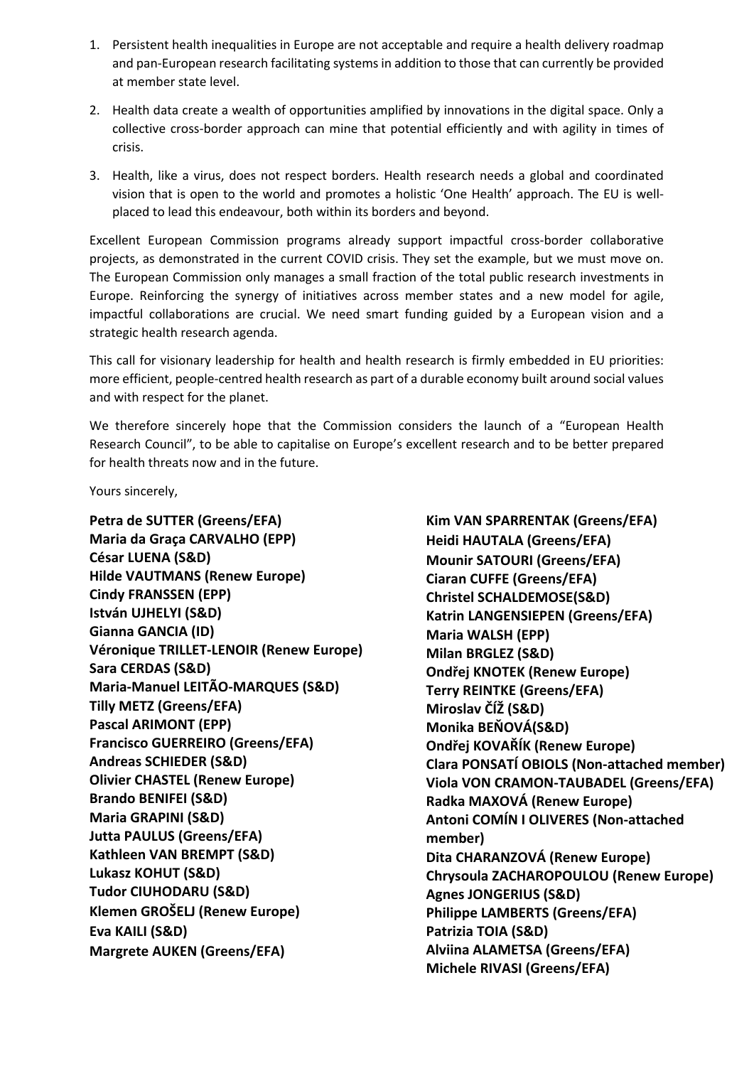1. Persistent health inequalities in Europe are not acceptable and require a health delivery roadmap and pan-European research facilitating systems in addition to those that can currently be provided at member state level.
2. Health data create a wealth of opportunities amplified by innovations in the digital space. Only a collective cross-border approach can mine that potential efficiently and with agility in times of crisis.
3. Health, like a virus, does not respect borders. Health research needs a global and coordinated vision that is open to the world and promotes a holistic 'One Health' approach. The EU is well-placed to lead this endeavour, both within its borders and beyond.

Excellent European Commission programs already support impactful cross-border collaborative projects, as demonstrated in the current COVID crisis. They set the example, but we must move on. The European Commission only manages a small fraction of the total public research investments in Europe. Reinforcing the synergy of initiatives across member states and a new model for agile, impactful collaborations are crucial. We need smart funding guided by a European vision and a strategic health research agenda.

This call for visionary leadership for health and health research is firmly embedded in EU priorities: more efficient, people-centred health research as part of a durable economy built around social values and with respect for the planet.

We therefore sincerely hope that the Commission considers the launch of a "European Health Research Council", to be able to capitalise on Europe's excellent research and to be better prepared for health threats now and in the future.

Yours sincerely,

**Petra de SUTTER (Greens/EFA)**
**Maria da Graça CARVALHO (EPP)**
**César LUENA (S&D)**
**Hilde VAUTMANS (Renew Europe)**
**Cindy FRANSSEN (EPP)**
**István UJHELYI (S&D)**
**Gianna GANCIA (ID)**
**Véronique TRILLET-LENOIR (Renew Europe)**
**Sara CERDAS (S&D)**
**Maria-Manuel LEITÃO-MARQUES (S&D)**
**Tilly METZ (Greens/EFA)**
**Pascal ARIMONT (EPP)**
**Francisco GUERREIRO (Greens/EFA)**
**Andreas SCHIEDER (S&D)**
**Olivier CHASTEL (Renew Europe)**
**Brando BENIFEI (S&D)**
**Maria GRAPINI (S&D)**
**Jutta PAULUS (Greens/EFA)**
**Kathleen VAN BREMPT (S&D)**
**Lukasz KOHUT (S&D)**
**Tudor CIUHODARU (S&D)**
**Klemen GROŠELJ (Renew Europe)**
**Eva KAILI (S&D)**
**Margrete AUKEN (Greens/EFA)**
**Kim VAN SPARRENTAK (Greens/EFA)**
**Heidi HAUTALA (Greens/EFA)**
**Mounir SATOURI (Greens/EFA)**
**Ciaran CUFFE (Greens/EFA)**
**Christel SCHALDEMOSE(S&D)**
**Katrin LANGENSIEPEN (Greens/EFA)**
**Maria WALSH (EPP)**
**Milan BRGLEZ (S&D)**
**Ondřej KNOTEK (Renew Europe)**
**Terry REINTKE (Greens/EFA)**
**Miroslav ČÍŽ (S&D)**
**Monika BEŇOVÁ(S&D)**
**Ondřej KOVAŘÍK (Renew Europe)**
**Clara PONSATÍ OBIOLS (Non-attached member)**
**Viola VON CRAMON-TAUBADEL (Greens/EFA)**
**Radka MAXOVÁ (Renew Europe)**
**Antoni COMÍN I OLIVERES (Non-attached member)**
**Dita CHARANZOVÁ (Renew Europe)**
**Chrysoula ZACHAROPOULOU (Renew Europe)**
**Agnes JONGERIUS (S&D)**
**Philippe LAMBERTS (Greens/EFA)**
**Patrizia TOIA (S&D)**
**Alviina ALAMETSA (Greens/EFA)**
**Michele RIVASI (Greens/EFA)**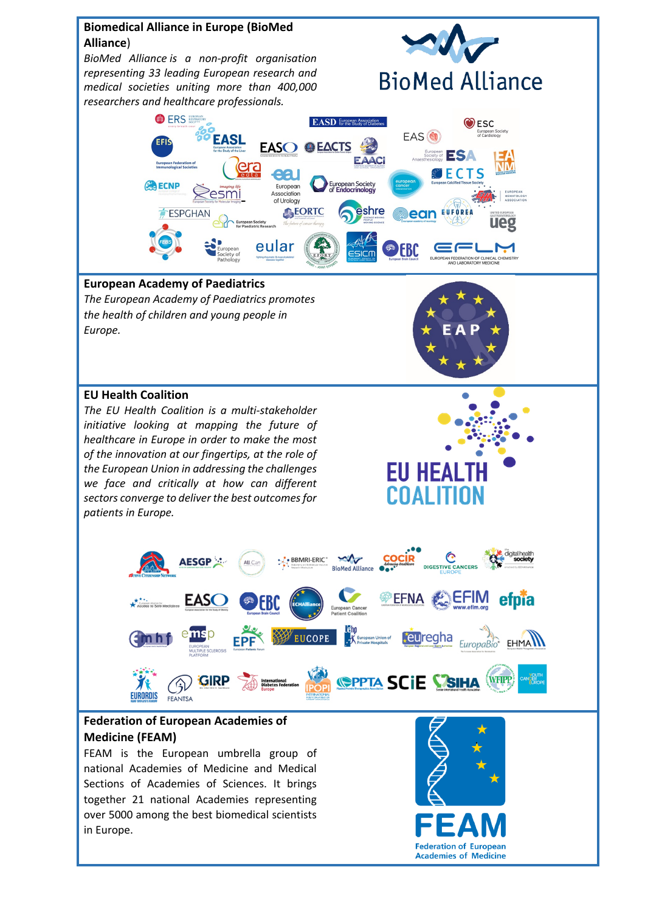**Biomedical Alliance in Europe (BioMed Alliance)**

*BioMed Alliance is a non-profit organisation representing 33 leading European research and medical societies uniting more than 400,000 researchers and healthcare professionals.*

**European Academy of Paediatrics**

*The European Academy of Paediatrics promotes the health of children and young people in Europe.*

**EU Health Coalition**

*The EU Health Coalition is a multi-stakeholder initiative looking at mapping the future of healthcare in Europe in order to make the most of the innovation at our fingertips, at the role of the European Union in addressing the challenges we face and critically at how can different sectors converge to deliver the best outcomes for patients in Europe.*

**Federation of European Academies of Medicine (FEAM)**

FEAM is the European umbrella group of national Academies of Medicine and Medical Sections of Academies of Sciences. It brings together 21 national Academies representing over 5000 among the best biomedical scientists in Europe.